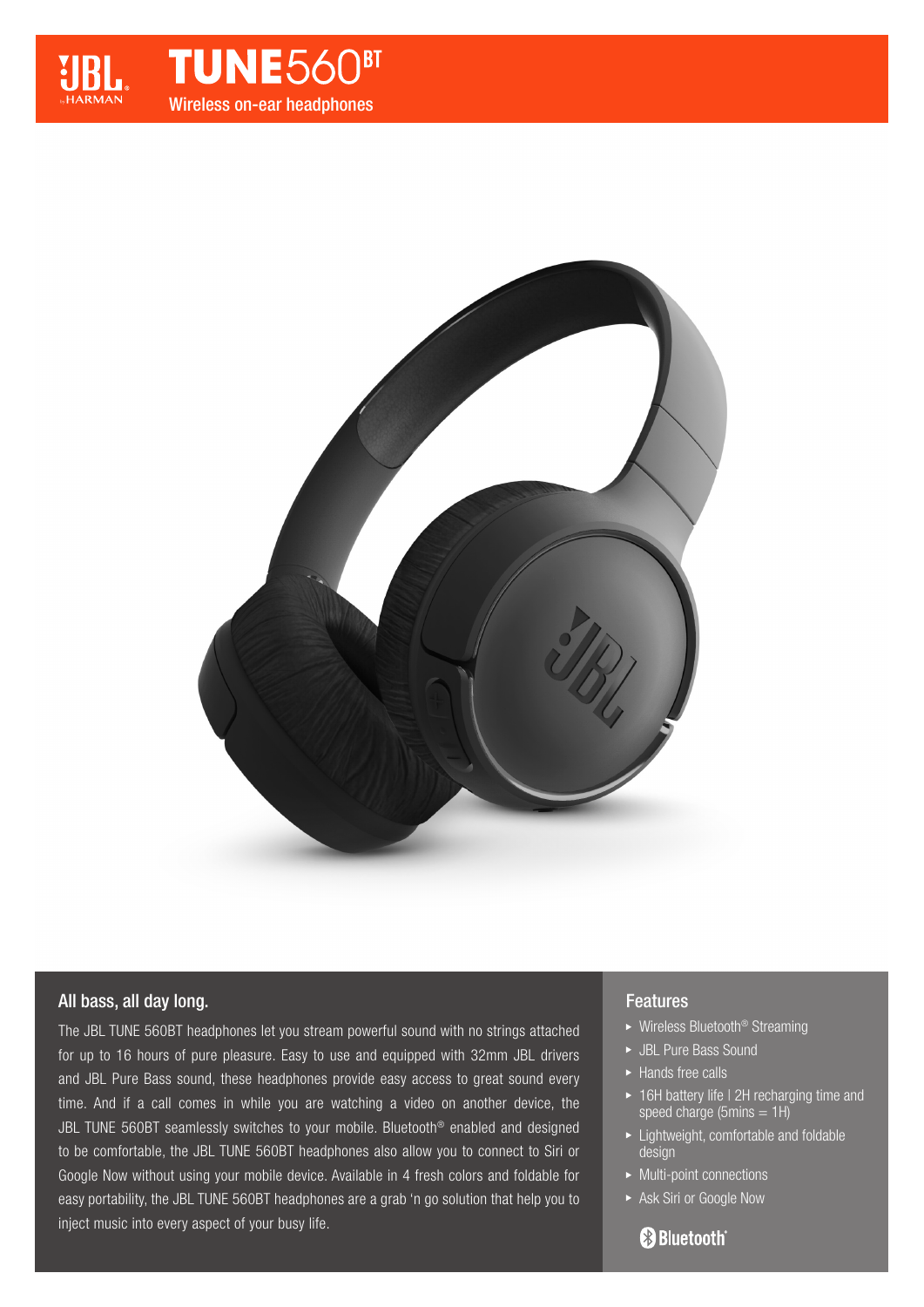# JBL TUNE560BT

Wireless on-ear headphones

## All bass, all day long.

The JBL TUNE 560BT headphones let you stream powerful sound with no strings attached for up to 16 hours of pure pleasure. Easy to use and equipped with 32mm JBL drivers and JBL Pure Bass sound, these headphones provide easy access to great sound every time. And if a call comes in while you are watching a video on another device, the JBL TUNE 560BT seamlessly switches to your mobile. Bluetooth® enabled and designed to be comfortable, the JBL TUNE 560BT headphones also allow you to connect to Siri or Google Now without using your mobile device. Available in 4 fresh colors and foldable for easy portability, the JBL TUNE 560BT headphones are a grab 'n go solution that help you to inject music into every aspect of your busy life.

## Features

- Wireless Bluetooth® Streaming
- JBL Pure Bass Sound
- Hands free calls
- 16H battery life | 2H recharging time and speed charge (5mins = 1H)
- Lightweight, comfortable and foldable design
- Multi-point connections
- Ask Siri or Google Now

Bluetooth®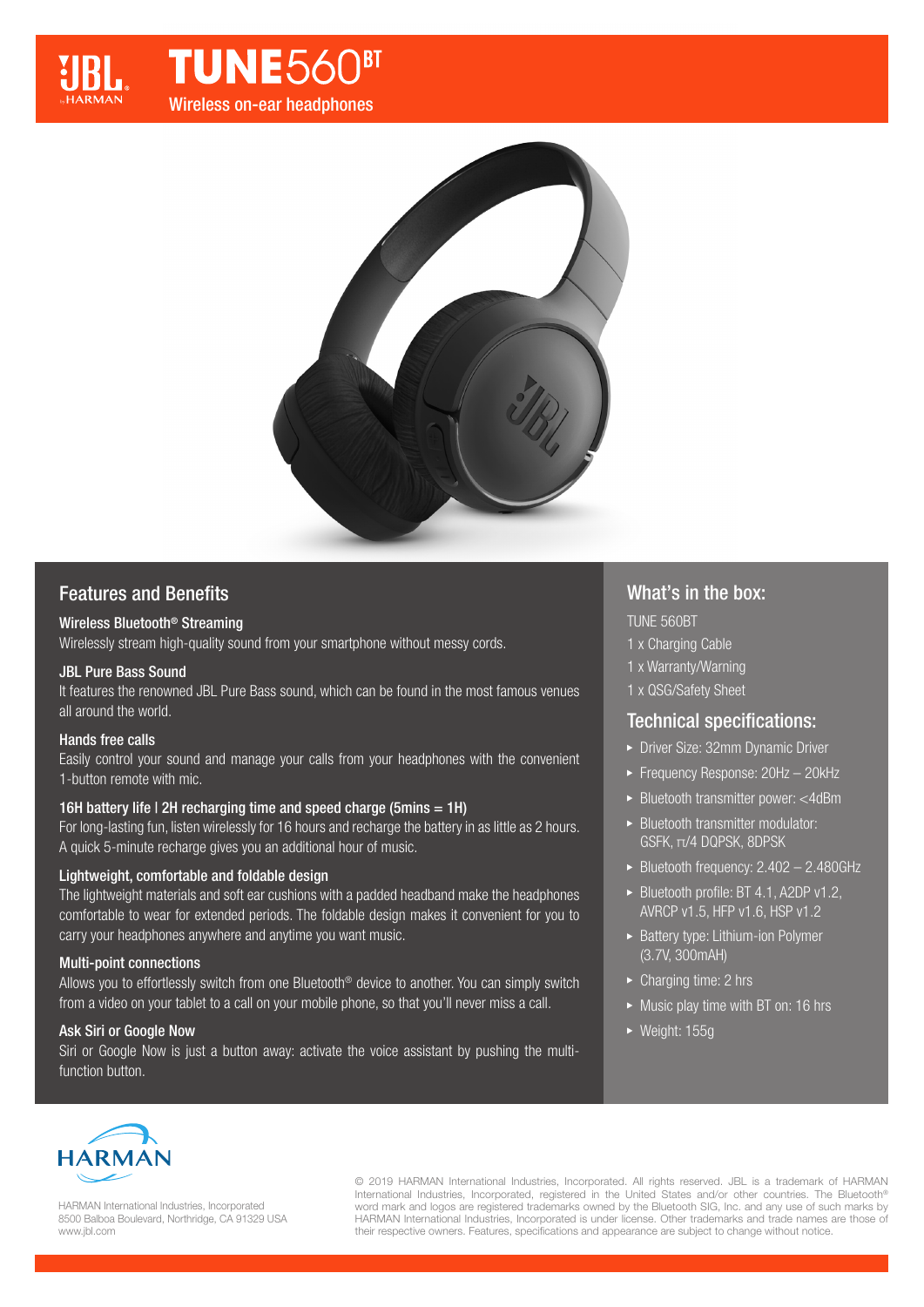# TUNE560BT

Wireless on-ear headphones

## Features and Benefits

### Wireless Bluetooth® Streaming

Wirelessly stream high-quality sound from your smartphone without messy cords.

### JBL Pure Bass Sound

It features the renowned JBL Pure Bass sound, which can be found in the most famous venues all around the world.

### Hands free calls

Easily control your sound and manage your calls from your headphones with the convenient 1-button remote with mic.

### 16H battery life | 2H recharging time and speed charge (5mins = 1H)

For long-lasting fun, listen wirelessly for 16 hours and recharge the battery in as little as 2 hours. A quick 5-minute recharge gives you an additional hour of music.

### Lightweight, comfortable and foldable design

The lightweight materials and soft ear cushions with a padded headband make the headphones comfortable to wear for extended periods. The foldable design makes it convenient for you to carry your headphones anywhere and anytime you want music.

### Multi-point connections

Allows you to effortlessly switch from one Bluetooth® device to another. You can simply switch from a video on your tablet to a call on your mobile phone, so that you'll never miss a call.

### Ask Siri or Google Now

Siri or Google Now is just a button away: activate the voice assistant by pushing the multi-function button.

## What's in the box:

TUNE 560BT
1 x Charging Cable
1 x Warranty/Warning
1 x QSG/Safety Sheet

## Technical specifications:

- Driver Size: 32mm Dynamic Driver
- Frequency Response: 20Hz – 20kHz
- Bluetooth transmitter power: <4dBm
- Bluetooth transmitter modulator: GSFK, π/4 DQPSK, 8DPSK
- Bluetooth frequency: 2.402 – 2.480GHz
- Bluetooth profile: BT 4.1, A2DP v1.2, AVRCP v1.5, HFP v1.6, HSP v1.2
- Battery type: Lithium-ion Polymer (3.7V, 300mAH)
- Charging time: 2 hrs
- Music play time with BT on: 16 hrs
- Weight: 155g

HARMAN International Industries, Incorporated
8500 Balboa Boulevard, Northridge, CA 91329 USA
www.jbl.com

© 2019 HARMAN International Industries, Incorporated. All rights reserved. JBL is a trademark of HARMAN International Industries, Incorporated, registered in the United States and/or other countries. The Bluetooth® word mark and logos are registered trademarks owned by the Bluetooth SIG, Inc. and any use of such marks by HARMAN International Industries, Incorporated is under license. Other trademarks and trade names are those of their respective owners. Features, specifications and appearance are subject to change without notice.